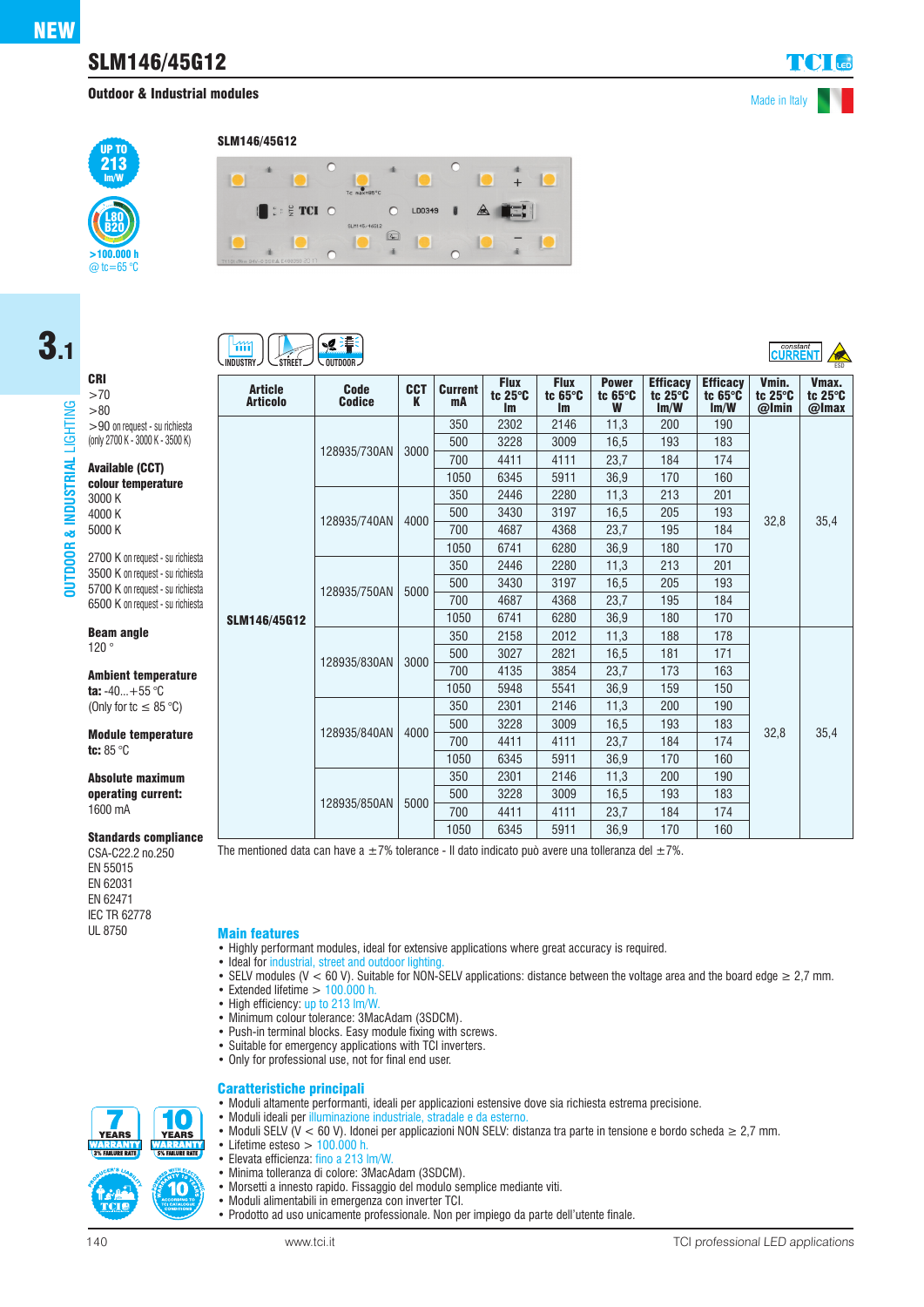NEW

# SLM146/45G12

**Outdoor & Industrial modules**

Made in Italy

UP TO 213 lm/W

L80 B20 >100.000 h @ tc=65 °C

SLM146/45G12

3.1

OUTDOOR & INDUSTRIAL LIGHTING

INDUSTRY STREET OUTDOOR

constant CURRENT ESD

**CRI**
>70
>80
>90 on request - su richiesta (only 2700 K - 3000 K - 3500 K)

**Available (CCT) colour temperature**
3000 K
4000 K
5000 K

2700 K on request - su richiesta
3500 K on request - su richiesta
5700 K on request - su richiesta
6500 K on request - su richiesta

**Beam angle**
120 °

**Ambient temperature**
**ta:** -40...+55 °C
(Only for tc ≤ 85 °C)

**Module temperature**
**tc:** 85 °C

**Absolute maximum operating current:**
1600 mA

**Standards compliance**
CSA-C22.2 no.250
EN 55015
EN 62031
EN 62471
IEC TR 62778
UL 8750

| Article Articolo | Code Codice | CCT K | Current mA | Flux tc 25°C lm | Flux tc 65°C lm | Power tc 65°C W | Efficacy tc 25°C lm/W | Efficacy tc 65°C lm/W | Vmin. tc 25°C @Imin | Vmax. tc 25°C @Imax |
|---|---|---|---|---|---|---|---|---|---|---|
| SLM146/45G12 | 128935/730AN | 3000 | 350 | 2302 | 2146 | 11,3 | 200 | 190 | 32,8 | 35,4 |
| | | | 500 | 3228 | 3009 | 16,5 | 193 | 183 | | |
| | | | 700 | 4411 | 4111 | 23,7 | 184 | 174 | | |
| | | | 1050 | 6345 | 5911 | 36,9 | 170 | 160 | | |
| | 128935/740AN | 4000 | 350 | 2446 | 2280 | 11,3 | 213 | 201 | | |
| | | | 500 | 3430 | 3197 | 16,5 | 205 | 193 | | |
| | | | 700 | 4687 | 4368 | 23,7 | 195 | 184 | | |
| | | | 1050 | 6741 | 6280 | 36,9 | 180 | 170 | | |
| | 128935/750AN | 5000 | 350 | 2446 | 2280 | 11,3 | 213 | 201 | | |
| | | | 500 | 3430 | 3197 | 16,5 | 205 | 193 | | |
| | | | 700 | 4687 | 4368 | 23,7 | 195 | 184 | | |
| | | | 1050 | 6741 | 6280 | 36,9 | 180 | 170 | | |
| | 128935/830AN | 3000 | 350 | 2158 | 2012 | 11,3 | 188 | 178 | 32,8 | 35,4 |
| | | | 500 | 3027 | 2821 | 16,5 | 181 | 171 | | |
| | | | 700 | 4135 | 3854 | 23,7 | 173 | 163 | | |
| | | | 1050 | 5948 | 5541 | 36,9 | 159 | 150 | | |
| | 128935/840AN | 4000 | 350 | 2301 | 2146 | 11,3 | 200 | 190 | | |
| | | | 500 | 3228 | 3009 | 16,5 | 193 | 183 | | |
| | | | 700 | 4411 | 4111 | 23,7 | 184 | 174 | | |
| | | | 1050 | 6345 | 5911 | 36,9 | 170 | 160 | | |
| | 128935/850AN | 5000 | 350 | 2301 | 2146 | 11,3 | 200 | 190 | | |
| | | | 500 | 3228 | 3009 | 16,5 | 193 | 183 | | |
| | | | 700 | 4411 | 4111 | 23,7 | 184 | 174 | | |
| | | | 1050 | 6345 | 5911 | 36,9 | 170 | 160 | | |

The mentioned data can have a ±7% tolerance - Il dato indicato può avere una tolleranza del ±7%.

## Main features

- Highly performant modules, ideal for extensive applications where great accuracy is required.
- Ideal for industrial, street and outdoor lighting.
- SELV modules (V < 60 V). Suitable for NON-SELV applications: distance between the voltage area and the board edge ≥ 2,7 mm.
- Extended lifetime > 100.000 h.
- High efficiency: up to 213 lm/W.
- Minimum colour tolerance: 3MacAdam (3SDCM).
- Push-in terminal blocks. Easy module fixing with screws.
- Suitable for emergency applications with TCI inverters.
- Only for professional use, not for final end user.

## Caratteristiche principali

- Moduli altamente performanti, ideali per applicazioni estensive dove sia richiesta estrema precisione.
- Moduli ideali per illuminazione industriale, stradale e da esterno.
- Moduli SELV (V < 60 V). Idonei per applicazioni NON SELV: distanza tra parte in tensione e bordo scheda ≥ 2,7 mm.
- Lifetime esteso > 100.000 h.
- Elevata efficienza: fino a 213 lm/W.
- Minima tolleranza di colore: 3MacAdam (3SDCM).
- Morsetti a innesto rapido. Fissaggio del modulo semplice mediante viti.
- Moduli alimentabili in emergenza con inverter TCI.
- Prodotto ad uso unicamente professionale. Non per impiego da parte dell'utente finale.

7 YEARS WARRANTY 3% FAILURE RATE
10 YEARS WARRANTY 5% FAILURE RATE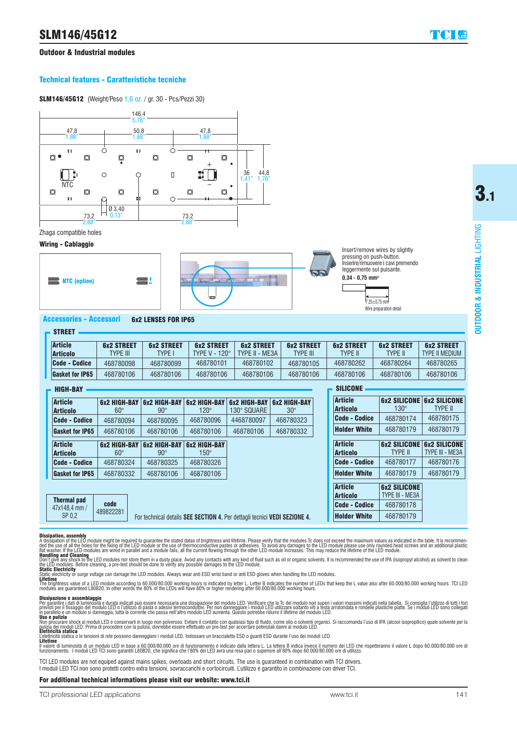# SLM146/45G12

**Outdoor & Industrial modules**

## Technical features - Caratteristiche tecniche

**SLM146/45G12** (Weight/Peso 1,6 oz. / gr. 30 - Pcs/Pezzi 30)

146,4
5,76"
47,8
1,88"
50,8
1,88"
47,8
1,88"
NTC
36
1,41"
44,8
1,76"
Ø 3,40
0,13"
73,2
2,88"
73,2
2,88"

Zhaga compatible holes

**Wiring - Cablaggio**

NTC (option)

Insert/remove wires by slightly pressing on push-button.
Inserire/rimuovere i cavi premendo leggermente sul pulsante.

**0,34 - 0,75 mm²**

7,25±0,75 mm
Wire preparation detail

## Accessories - Accessori

**6x2 LENSES FOR IP65**

**STREET**

| **Article Articolo** | **6x2 STREET** TYPE III | **6x2 STREET** TYPE I | **6x2 STREET** TYPE V - 120° | **6x2 STREET** TYPE II - ME3A | **6x2 STREET** TYPE III | **6x2 STREET** TYPE II | **6x2 STREET** TYPE II | **6x2 STREET** TYPE II MEDIUM |
|---|---|---|---|---|---|---|---|---|
| **Code - Codice** | 468780098 | 468780099 | 468780101 | 468780102 | 468780105 | 468780262 | 468780264 | 468780265 |
| **Gasket for IP65** | 468780106 | 468780106 | 468780106 | 468780106 | 468780106 | 468780106 | 468780106 | 468780106 |

**HIGH-BAY**

| **Article Articolo** | **6x2 HIGH-BAY** 60° | **6x2 HIGH-BAY** 90° | **6x2 HIGH-BAY** 120° | **6x2 HIGH-BAY** 130° SQUARE | **6x2 HIGH-BAY** 30° |
|---|---|---|---|---|---|
| **Code - Codice** | 468780094 | 468780095 | 468780096 | 4468780097 | 468780323 |
| **Gasket for IP65** | 468780106 | 468780106 | 468780106 | 468780106 | 468780332 |

| **Article Articolo** | **6x2 HIGH-BAY** 60° | **6x2 HIGH-BAY** 90° | **6x2 HIGH-BAY** 150° |
|---|---|---|---|
| **Code - Codice** | 468780324 | 468780325 | 468780326 |
| **Gasket for IP65** | 468780332 | 468780106 | 468780106 |

**SILICONE**

| **Article Articolo** | **6x2 SILICONE** 130° | **6x2 SILICONE** TYPE II |
|---|---|---|
| **Code - Codice** | 468780174 | 468780175 |
| **Holder White** | 468780179 | 468780179 |

| **Article Articolo** | **6x2 SILICONE** TYPE II | **6x2 SILICONE** TYPE III - ME3A |
|---|---|---|
| **Code - Codice** | 468780177 | 468780176 |
| **Holder White** | 468780179 | 468780179 |

| **Article Articolo** | **6x2 SILICONE** TYPE III - ME3A |
|---|---|
| **Code - Codice** | 468780178 |
| **Holder White** | 468780179 |

| **Thermal pad** 47x148,4 mm / SP 0,2 | **code** 489822281 |
|---|---|

For technical details **SEE SECTION 4.** Per dettagli tecnici **VEDI SEZIONE 4.**

**Dissipation, assembly**
A dissipation of the LED module might be required to guarantee the stated datas of brightness and lifetime. Please verify that the modules Tc does not exceed the maximum values as indicated in the table. It is recommended the use of all the holes for the fixing of the LED module or the use of thermoconductive pastes or adhesives. To avoid any damages to the LED module please use only rounded head screws and an additional plastic flat washer. If the LED modules are wired in parallel and a module fails, all the current flowing through the other LED module increases. This may reduce the lifetime of the LED module.
**Handling and Cleaning**
Don't give any shock to the LED modules nor store them in a dusty place. Avoid any contacts with any kind of fluid such as oil or organic solvents. It is recommended the use of IPA (isopropyl alcohol) as solvent to clean the LED modules. Before cleaning, a pre-test should be done to verify any possible damages to the LED module.
**Static Electricity**
Static electricity or surge voltage can damage the LED modules. Always wear anti ESD wrist band or anti ESD gloves when handling the LED modules.
**Lifetime**
The brightness value of a LED module according to 60.000/80.000 working hours is indicated by letter L. Letter B indicates the number of LEDs that keep the L value also after 60.000/80.000 working hours. TCI LED modules are guaranteed L80B20. In other words the 80% of the LEDs will have 80% or higher rendering after 60.000/80.000 working hours.

**Dissipazione e assemblaggio**
Per garantire i dati di luminosità e durata indicati può essere necessaria una dissipazione del modulo LED. Verificare che la Tc del modulo non superi i valori massimi indicati nella tabella. Si consiglia l'utilizzo di tutti i fori previsti per il fissaggio del modulo LED o l'utilizzo di pasta o adesivi termoconduttivi. Per non danneggiare i moduli LED utilizzare soltanto viti a testa arrotondata e rondelle plastiche piatte. Se i moduli LED sono collegati in parallelo e un modulo si danneggia, tutta la corrente che passa nell'altro modulo LED aumenta. Questo potrebbe ridurre il lifetime del modulo LED.
**Uso e pulizia**
Non procurare shock ai moduli LED e conservarli in luogo non polveroso. Evitare il contatto con qualsiasi tipo di fluido, come olio o solventi organici. Si raccomanda l'uso di IPA (alcool isopropilico) quale solvente per la pulizia dei moduli LED. Prima di procedere con la pulizia, dovrebbe essere effettuato un pre-test per accertare potenziali danni al modulo LED.
**Elettricità statica**
L'elettricità statica o le tensioni di rete possono danneggiare i moduli LED. Indossare un braccialetto ESD o guanti ESD durante l'uso dei moduli LED.
**Lifetime**
Il valore di luminosità di un modulo LED in base a 60.000/80.000 ore di funzionamento è indicato dalla lettera L. La lettera B indica invece il numero dei LED che rispetteranno il valore L dopo 60.000/80.000 ore di funzionamento. I moduli LED TCI sono garantiti L80B20, che significa che l'80% dei LED avrà una resa pari o superiore all'80% dopo 60.000/80.000 ore di utilizzo.

TCI LED modules are not equiped against mains spikes, overloads and short circuits. The use is guaranteed in combination with TCI drivers.
I moduli LED TCI non sono protetti contro extra tensioni, sovraccarichi e cortocircuiti. L'utilizzo è garantito in combinazione con driver TCI.

**For additional technical informations please visit our website: www.tci.it**